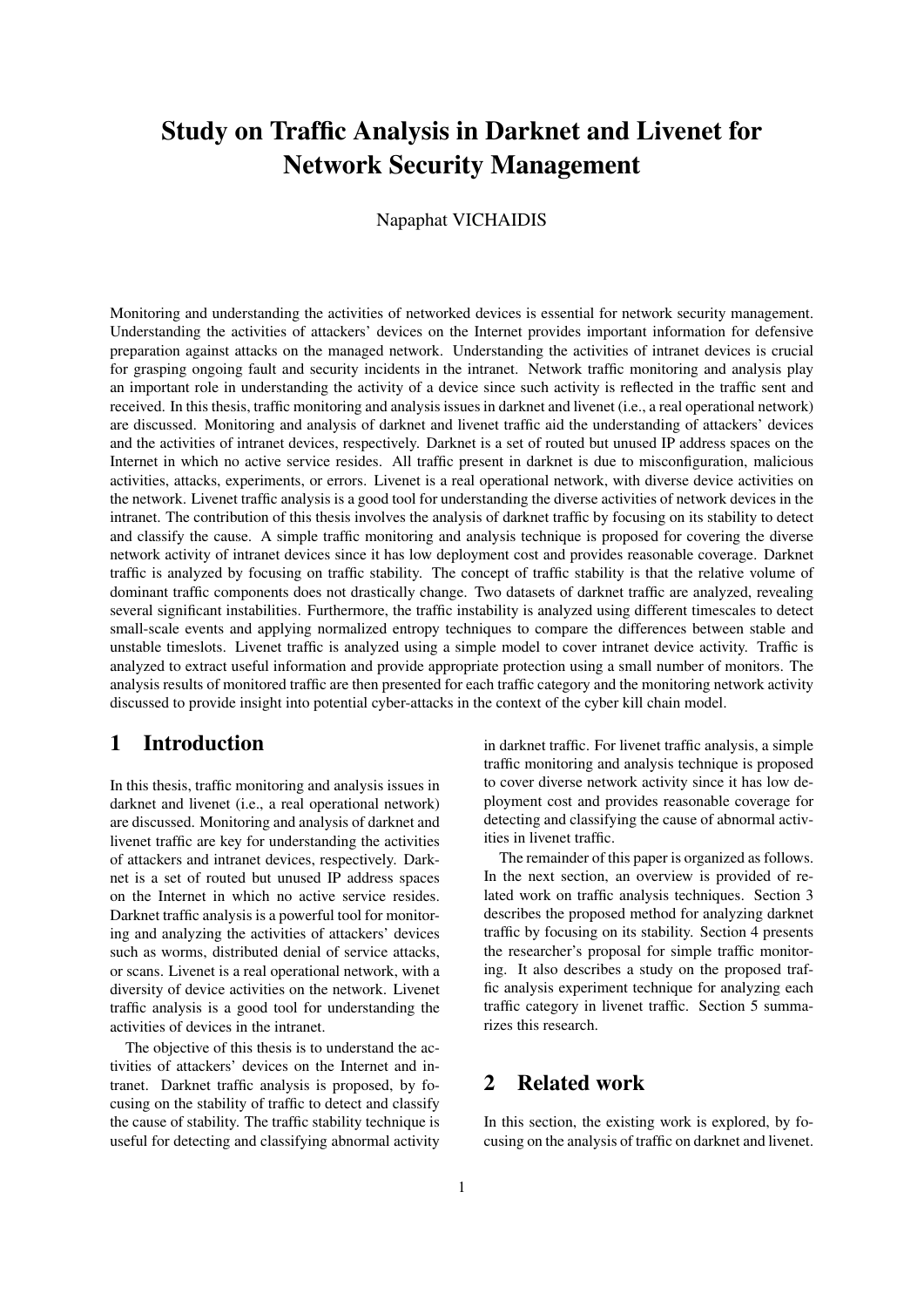# Study on Traffic Analysis in Darknet and Livenet for Network Security Management

Napaphat VICHAIDIS

Monitoring and understanding the activities of networked devices is essential for network security management. Understanding the activities of attackers' devices on the Internet provides important information for defensive preparation against attacks on the managed network. Understanding the activities of intranet devices is crucial for grasping ongoing fault and security incidents in the intranet. Network traffic monitoring and analysis play an important role in understanding the activity of a device since such activity is reflected in the traffic sent and received. In this thesis, traffic monitoring and analysis issues in darknet and livenet (i.e., a real operational network) are discussed. Monitoring and analysis of darknet and livenet traffic aid the understanding of attackers' devices and the activities of intranet devices, respectively. Darknet is a set of routed but unused IP address spaces on the Internet in which no active service resides. All traffic present in darknet is due to misconfiguration, malicious activities, attacks, experiments, or errors. Livenet is a real operational network, with diverse device activities on the network. Livenet traffic analysis is a good tool for understanding the diverse activities of network devices in the intranet. The contribution of this thesis involves the analysis of darknet traffic by focusing on its stability to detect and classify the cause. A simple traffic monitoring and analysis technique is proposed for covering the diverse network activity of intranet devices since it has low deployment cost and provides reasonable coverage. Darknet traffic is analyzed by focusing on traffic stability. The concept of traffic stability is that the relative volume of dominant traffic components does not drastically change. Two datasets of darknet traffic are analyzed, revealing several significant instabilities. Furthermore, the traffic instability is analyzed using different timescales to detect small-scale events and applying normalized entropy techniques to compare the differences between stable and unstable timeslots. Livenet traffic is analyzed using a simple model to cover intranet device activity. Traffic is analyzed to extract useful information and provide appropriate protection using a small number of monitors. The analysis results of monitored traffic are then presented for each traffic category and the monitoring network activity discussed to provide insight into potential cyber-attacks in the context of the cyber kill chain model.

## 1 Introduction

In this thesis, traffic monitoring and analysis issues in darknet and livenet (i.e., a real operational network) are discussed. Monitoring and analysis of darknet and livenet traffic are key for understanding the activities of attackers and intranet devices, respectively. Darknet is a set of routed but unused IP address spaces on the Internet in which no active service resides. Darknet traffic analysis is a powerful tool for monitoring and analyzing the activities of attackers' devices such as worms, distributed denial of service attacks, or scans. Livenet is a real operational network, with a diversity of device activities on the network. Livenet traffic analysis is a good tool for understanding the activities of devices in the intranet.

The objective of this thesis is to understand the activities of attackers' devices on the Internet and intranet. Darknet traffic analysis is proposed, by focusing on the stability of traffic to detect and classify the cause of stability. The traffic stability technique is useful for detecting and classifying abnormal activity in darknet traffic. For livenet traffic analysis, a simple traffic monitoring and analysis technique is proposed to cover diverse network activity since it has low deployment cost and provides reasonable coverage for detecting and classifying the cause of abnormal activities in livenet traffic.

The remainder of this paper is organized as follows. In the next section, an overview is provided of related work on traffic analysis techniques. Section 3 describes the proposed method for analyzing darknet traffic by focusing on its stability. Section 4 presents the researcher's proposal for simple traffic monitoring. It also describes a study on the proposed traffic analysis experiment technique for analyzing each traffic category in livenet traffic. Section 5 summarizes this research.

## 2 Related work

In this section, the existing work is explored, by focusing on the analysis of traffic on darknet and livenet.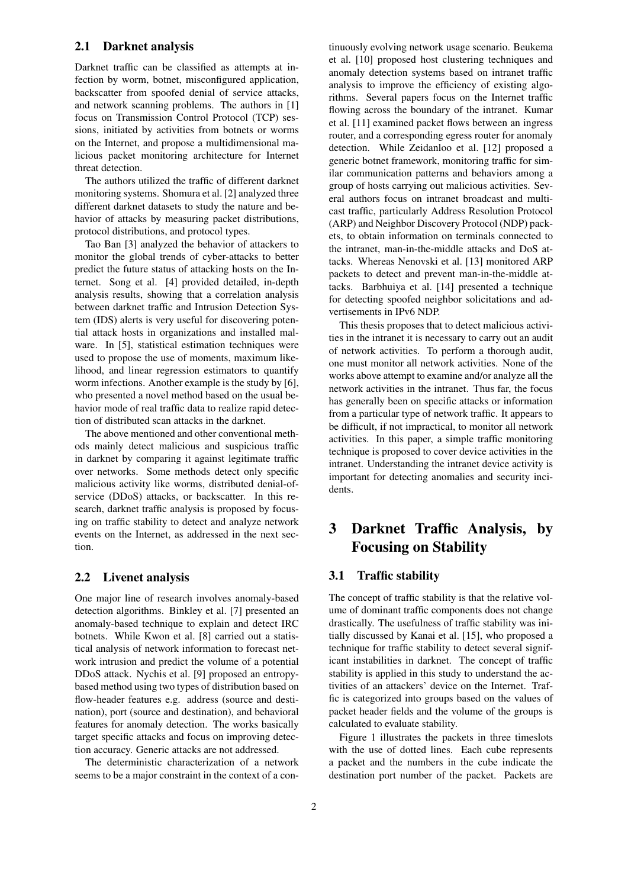### 2.1 Darknet analysis

Darknet traffic can be classified as attempts at infection by worm, botnet, misconfigured application, backscatter from spoofed denial of service attacks, and network scanning problems. The authors in [1] focus on Transmission Control Protocol (TCP) sessions, initiated by activities from botnets or worms on the Internet, and propose a multidimensional malicious packet monitoring architecture for Internet threat detection.

The authors utilized the traffic of different darknet monitoring systems. Shomura et al. [2] analyzed three different darknet datasets to study the nature and behavior of attacks by measuring packet distributions, protocol distributions, and protocol types.

Tao Ban [3] analyzed the behavior of attackers to monitor the global trends of cyber-attacks to better predict the future status of attacking hosts on the Internet. Song et al. [4] provided detailed, in-depth analysis results, showing that a correlation analysis between darknet traffic and Intrusion Detection System (IDS) alerts is very useful for discovering potential attack hosts in organizations and installed malware. In [5], statistical estimation techniques were used to propose the use of moments, maximum likelihood, and linear regression estimators to quantify worm infections. Another example is the study by [6], who presented a novel method based on the usual behavior mode of real traffic data to realize rapid detection of distributed scan attacks in the darknet.

The above mentioned and other conventional methods mainly detect malicious and suspicious traffic in darknet by comparing it against legitimate traffic over networks. Some methods detect only specific malicious activity like worms, distributed denial-of-service (DDoS) attacks, or backscatter. In this research, darknet traffic analysis is proposed by focusing on traffic stability to detect and analyze network events on the Internet, as addressed in the next section.

### 2.2 Livenet analysis

One major line of research involves anomaly-based detection algorithms. Binkley et al. [7] presented an anomaly-based technique to explain and detect IRC botnets. While Kwon et al. [8] carried out a statistical analysis of network information to forecast network intrusion and predict the volume of a potential DDoS attack. Nychis et al. [9] proposed an entropy-based method using two types of distribution based on flow-header features e.g. address (source and destination), port (source and destination), and behavioral features for anomaly detection. The works basically target specific attacks and focus on improving detection accuracy. Generic attacks are not addressed.

The deterministic characterization of a network seems to be a major constraint in the context of a continuously evolving network usage scenario. Beukema et al. [10] proposed host clustering techniques and anomaly detection systems based on intranet traffic analysis to improve the efficiency of existing algorithms. Several papers focus on the Internet traffic flowing across the boundary of the intranet. Kumar et al. [11] examined packet flows between an ingress router, and a corresponding egress router for anomaly detection. While Zeidanloo et al. [12] proposed a generic botnet framework, monitoring traffic for similar communication patterns and behaviors among a group of hosts carrying out malicious activities. Several authors focus on intranet broadcast and multicast traffic, particularly Address Resolution Protocol (ARP) and Neighbor Discovery Protocol (NDP) packets, to obtain information on terminals connected to the intranet, man-in-the-middle attacks and DoS attacks. Whereas Nenovski et al. [13] monitored ARP packets to detect and prevent man-in-the-middle attacks. Barbhuiya et al. [14] presented a technique for detecting spoofed neighbor solicitations and advertisements in IPv6 NDP.

This thesis proposes that to detect malicious activities in the intranet it is necessary to carry out an audit of network activities. To perform a thorough audit, one must monitor all network activities. None of the works above attempt to examine and/or analyze all the network activities in the intranet. Thus far, the focus has generally been on specific attacks or information from a particular type of network traffic. It appears to be difficult, if not impractical, to monitor all network activities. In this paper, a simple traffic monitoring technique is proposed to cover device activities in the intranet. Understanding the intranet device activity is important for detecting anomalies and security incidents.

## 3 Darknet Traffic Analysis, by Focusing on Stability

### 3.1 Traffic stability

The concept of traffic stability is that the relative volume of dominant traffic components does not change drastically. The usefulness of traffic stability was initially discussed by Kanai et al. [15], who proposed a technique for traffic stability to detect several significant instabilities in darknet. The concept of traffic stability is applied in this study to understand the activities of an attackers' device on the Internet. Traffic is categorized into groups based on the values of packet header fields and the volume of the groups is calculated to evaluate stability.

Figure 1 illustrates the packets in three timeslots with the use of dotted lines. Each cube represents a packet and the numbers in the cube indicate the destination port number of the packet. Packets are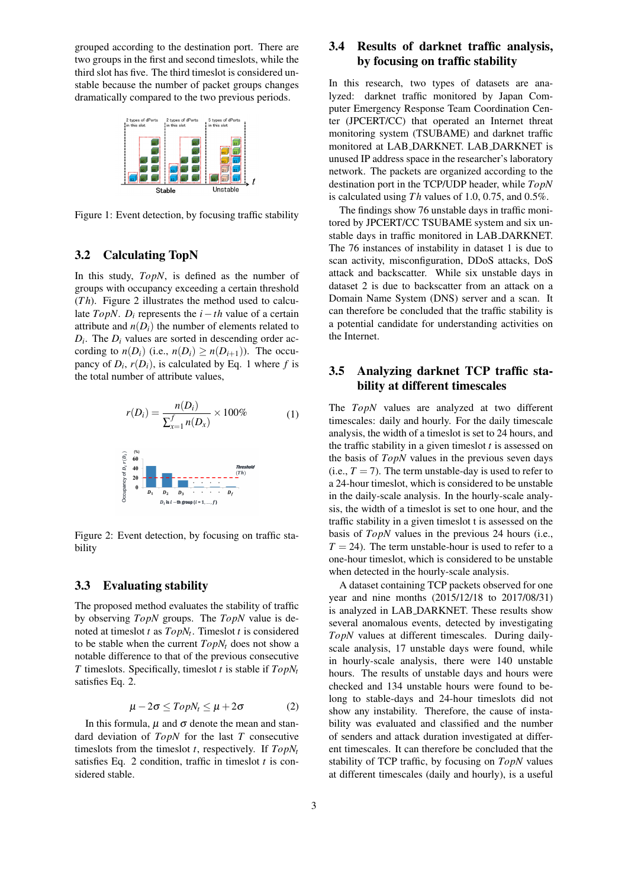grouped according to the destination port. There are two groups in the first and second timeslots, while the third slot has five. The third timeslot is considered unstable because the number of packet groups changes dramatically compared to the two previous periods.

Figure 1: Event detection, by focusing traffic stability

### 3.2 Calculating TopN

In this study, $TopN$, is defined as the number of groups with occupancy exceeding a certain threshold ($Th$). Figure 2 illustrates the method used to calculate $TopN$. $D_i$ represents the $i-th$ value of a certain attribute and $n(D_i)$ the number of elements related to $D_i$. The $D_i$ values are sorted in descending order according to $n(D_i)$ (i.e., $n(D_i) \geq n(D_{i+1})$). The occupancy of $D_i$, $r(D_i)$, is calculated by Eq. 1 where $f$ is the total number of attribute values,

$$r(D_i) = \frac{n(D_i)}{\sum_{x=1}^{f} n(D_x)} \times 100\% \tag{1}$$

Figure 2: Event detection, by focusing on traffic stability

### 3.3 Evaluating stability

The proposed method evaluates the stability of traffic by observing $TopN$ groups. The $TopN$ value is denoted at timeslot $t$ as $TopN_t$. Timeslot $t$ is considered to be stable when the current $TopN_t$ does not show a notable difference to that of the previous consecutive $T$ timeslots. Specifically, timeslot $t$ is stable if $TopN_t$ satisfies Eq. 2.

$$\mu - 2\sigma \leq TopN_t \leq \mu + 2\sigma \tag{2}$$

In this formula, $\mu$ and $\sigma$ denote the mean and standard deviation of $TopN$ for the last $T$ consecutive timeslots from the timeslot $t$, respectively. If $TopN_t$ satisfies Eq. 2 condition, traffic in timeslot $t$ is considered stable.

### 3.4 Results of darknet traffic analysis, by focusing on traffic stability

In this research, two types of datasets are analyzed: darknet traffic monitored by Japan Computer Emergency Response Team Coordination Center (JPCERT/CC) that operated an Internet threat monitoring system (TSUBAME) and darknet traffic monitored at LAB_DARKNET. LAB_DARKNET is unused IP address space in the researcher's laboratory network. The packets are organized according to the destination port in the TCP/UDP header, while $TopN$ is calculated using $Th$ values of 1.0, 0.75, and 0.5%.

The findings show 76 unstable days in traffic monitored by JPCERT/CC TSUBAME system and six unstable days in traffic monitored in LAB_DARKNET. The 76 instances of instability in dataset 1 is due to scan activity, misconfiguration, DDoS attacks, DoS attack and backscatter. While six unstable days in dataset 2 is due to backscatter from an attack on a Domain Name System (DNS) server and a scan. It can therefore be concluded that the traffic stability is a potential candidate for understanding activities on the Internet.

### 3.5 Analyzing darknet TCP traffic stability at different timescales

The $TopN$ values are analyzed at two different timescales: daily and hourly. For the daily timescale analysis, the width of a timeslot is set to 24 hours, and the traffic stability in a given timeslot $t$ is assessed on the basis of $TopN$ values in the previous seven days (i.e., $T = 7$). The term unstable-day is used to refer to a 24-hour timeslot, which is considered to be unstable in the daily-scale analysis. In the hourly-scale analysis, the width of a timeslot is set to one hour, and the traffic stability in a given timeslot t is assessed on the basis of $TopN$ values in the previous 24 hours (i.e., $T = 24$). The term unstable-hour is used to refer to a one-hour timeslot, which is considered to be unstable when detected in the hourly-scale analysis.

A dataset containing TCP packets observed for one year and nine months (2015/12/18 to 2017/08/31) is analyzed in LAB_DARKNET. These results show several anomalous events, detected by investigating $TopN$ values at different timescales. During daily-scale analysis, 17 unstable days were found, while in hourly-scale analysis, there were 140 unstable hours. The results of unstable days and hours were checked and 134 unstable hours were found to belong to stable-days and 24-hour timeslots did not show any instability. Therefore, the cause of instability was evaluated and classified and the number of senders and attack duration investigated at different timescales. It can therefore be concluded that the stability of TCP traffic, by focusing on $TopN$ values at different timescales (daily and hourly), is a useful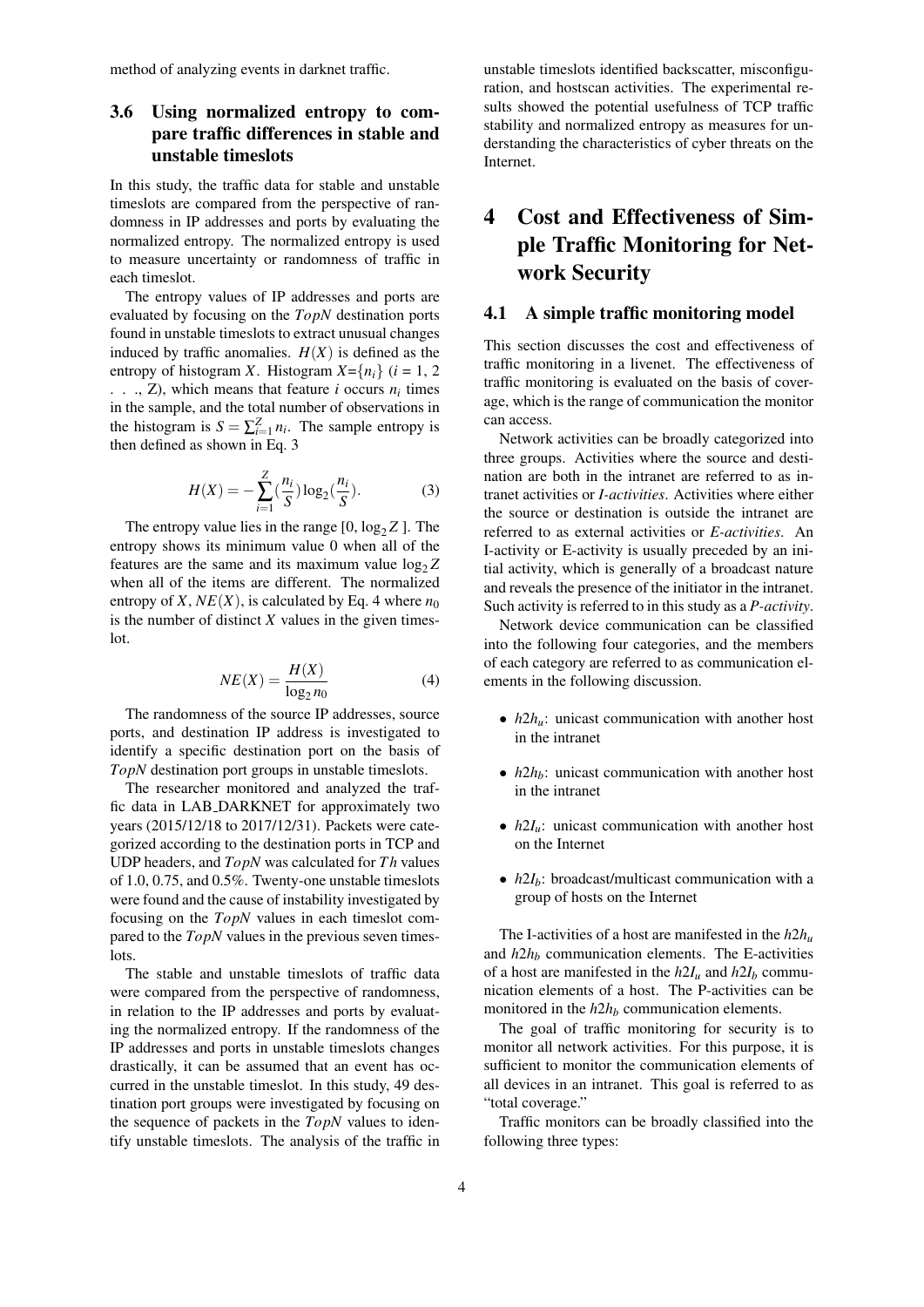method of analyzing events in darknet traffic.

### 3.6 Using normalized entropy to compare traffic differences in stable and unstable timeslots

In this study, the traffic data for stable and unstable timeslots are compared from the perspective of randomness in IP addresses and ports by evaluating the normalized entropy. The normalized entropy is used to measure uncertainty or randomness of traffic in each timeslot.

The entropy values of IP addresses and ports are evaluated by focusing on the $TopN$ destination ports found in unstable timeslots to extract unusual changes induced by traffic anomalies. $H(X)$ is defined as the entropy of histogram $X$. Histogram $X$={$n_i$} ($i$ = 1, 2 . . ., Z), which means that feature $i$ occurs $n_i$ times in the sample, and the total number of observations in the histogram is $S = \sum_{i=1}^{Z} n_i$. The sample entropy is then defined as shown in Eq. 3

$$H(X) = -\sum_{i=1}^{Z} (\frac{n_i}{S}) \log_2(\frac{n_i}{S}). \tag{3}$$

The entropy value lies in the range [0, $\log_2 Z$ ]. The entropy shows its minimum value 0 when all of the features are the same and its maximum value $\log_2 Z$ when all of the items are different. The normalized entropy of $X$, $NE(X)$, is calculated by Eq. 4 where $n_0$ is the number of distinct $X$ values in the given timeslot.

$$NE(X) = \frac{H(X)}{\log_2 n_0} \tag{4}$$

The randomness of the source IP addresses, source ports, and destination IP address is investigated to identify a specific destination port on the basis of $TopN$ destination port groups in unstable timeslots.

The researcher monitored and analyzed the traffic data in LAB_DARKNET for approximately two years (2015/12/18 to 2017/12/31). Packets were categorized according to the destination ports in TCP and UDP headers, and $TopN$ was calculated for $Th$ values of 1.0, 0.75, and 0.5%. Twenty-one unstable timeslots were found and the cause of instability investigated by focusing on the $TopN$ values in each timeslot compared to the $TopN$ values in the previous seven timeslots.

The stable and unstable timeslots of traffic data were compared from the perspective of randomness, in relation to the IP addresses and ports by evaluating the normalized entropy. If the randomness of the IP addresses and ports in unstable timeslots changes drastically, it can be assumed that an event has occurred in the unstable timeslot. In this study, 49 destination port groups were investigated by focusing on the sequence of packets in the $TopN$ values to identify unstable timeslots. The analysis of the traffic in unstable timeslots identified backscatter, misconfiguration, and hostscan activities. The experimental results showed the potential usefulness of TCP traffic stability and normalized entropy as measures for understanding the characteristics of cyber threats on the Internet.

# 4 Cost and Effectiveness of Simple Traffic Monitoring for Network Security

## 4.1 A simple traffic monitoring model

This section discusses the cost and effectiveness of traffic monitoring in a livenet. The effectiveness of traffic monitoring is evaluated on the basis of coverage, which is the range of communication the monitor can access.

Network activities can be broadly categorized into three groups. Activities where the source and destination are both in the intranet are referred to as intranet activities or *I-activities*. Activities where either the source or destination is outside the intranet are referred to as external activities or *E-activities*. An I-activity or E-activity is usually preceded by an initial activity, which is generally of a broadcast nature and reveals the presence of the initiator in the intranet. Such activity is referred to in this study as a *P-activity*.

Network device communication can be classified into the following four categories, and the members of each category are referred to as communication elements in the following discussion.

- $h2h_u$: unicast communication with another host in the intranet
- $h2h_b$: unicast communication with another host in the intranet
- $h2I_u$: unicast communication with another host on the Internet
- $h2I_b$: broadcast/multicast communication with a group of hosts on the Internet

The I-activities of a host are manifested in the $h2h_u$ and $h2h_b$ communication elements. The E-activities of a host are manifested in the $h2I_u$ and $h2I_b$ communication elements of a host. The P-activities can be monitored in the $h2h_b$ communication elements.

The goal of traffic monitoring for security is to monitor all network activities. For this purpose, it is sufficient to monitor the communication elements of all devices in an intranet. This goal is referred to as "total coverage."

Traffic monitors can be broadly classified into the following three types: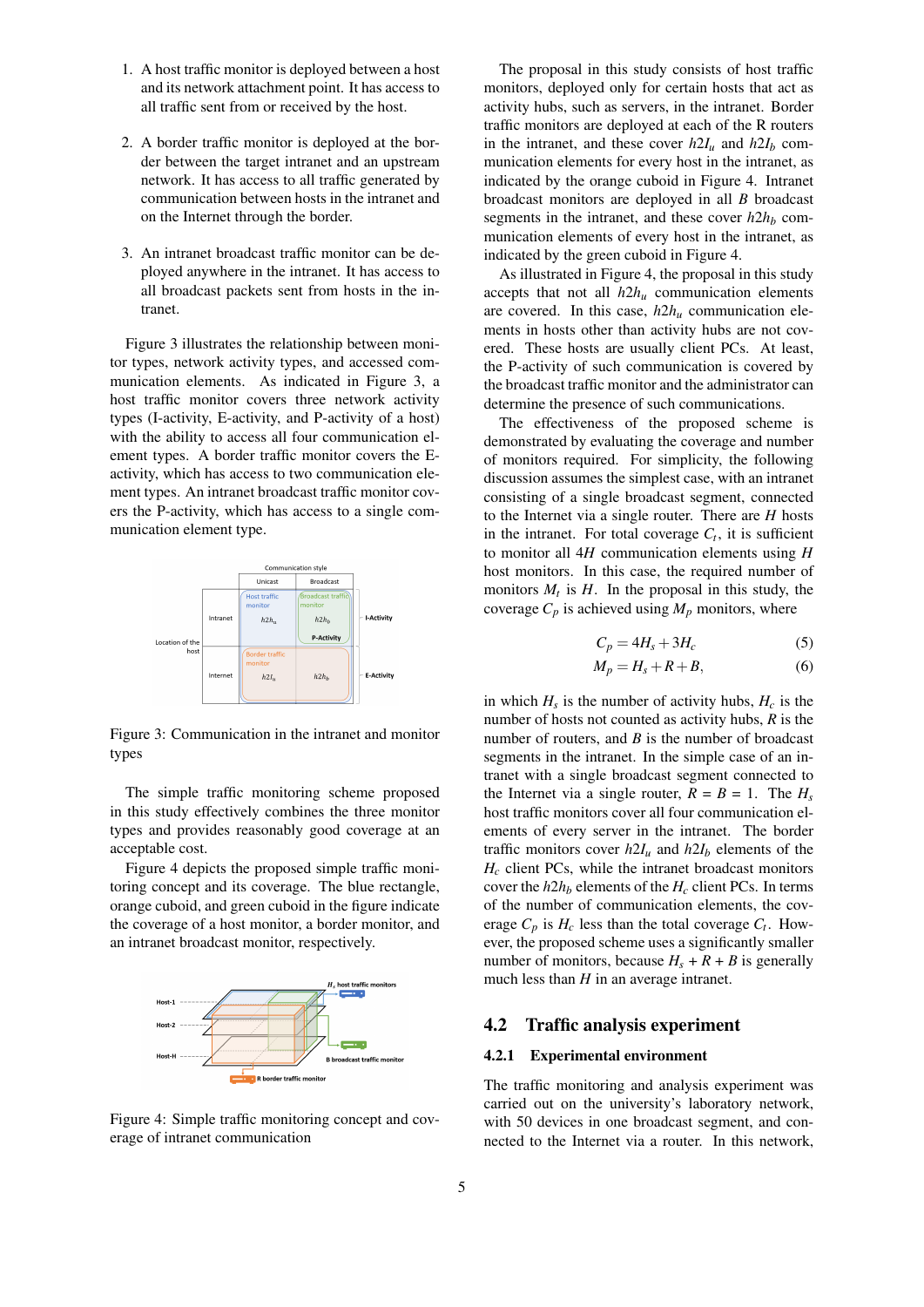1. A host traffic monitor is deployed between a host and its network attachment point. It has access to all traffic sent from or received by the host.

2. A border traffic monitor is deployed at the border between the target intranet and an upstream network. It has access to all traffic generated by communication between hosts in the intranet and on the Internet through the border.

3. An intranet broadcast traffic monitor can be deployed anywhere in the intranet. It has access to all broadcast packets sent from hosts in the intranet.

Figure 3 illustrates the relationship between monitor types, network activity types, and accessed communication elements. As indicated in Figure 3, a host traffic monitor covers three network activity types (I-activity, E-activity, and P-activity of a host) with the ability to access all four communication element types. A border traffic monitor covers the E-activity, which has access to two communication element types. An intranet broadcast traffic monitor covers the P-activity, which has access to a single communication element type.

Figure 3: Communication in the intranet and monitor types

The simple traffic monitoring scheme proposed in this study effectively combines the three monitor types and provides reasonably good coverage at an acceptable cost.

Figure 4 depicts the proposed simple traffic monitoring concept and its coverage. The blue rectangle, orange cuboid, and green cuboid in the figure indicate the coverage of a host monitor, a border monitor, and an intranet broadcast monitor, respectively.

Figure 4: Simple traffic monitoring concept and coverage of intranet communication

The proposal in this study consists of host traffic monitors, deployed only for certain hosts that act as activity hubs, such as servers, in the intranet. Border traffic monitors are deployed at each of the R routers in the intranet, and these cover $h2I_u$ and $h2I_b$ communication elements for every host in the intranet, as indicated by the orange cuboid in Figure 4. Intranet broadcast monitors are deployed in all $B$ broadcast segments in the intranet, and these cover $h2h_b$ communication elements of every host in the intranet, as indicated by the green cuboid in Figure 4.

As illustrated in Figure 4, the proposal in this study accepts that not all $h2h_u$ communication elements are covered. In this case, $h2h_u$ communication elements in hosts other than activity hubs are not covered. These hosts are usually client PCs. At least, the P-activity of such communication is covered by the broadcast traffic monitor and the administrator can determine the presence of such communications.

The effectiveness of the proposed scheme is demonstrated by evaluating the coverage and number of monitors required. For simplicity, the following discussion assumes the simplest case, with an intranet consisting of a single broadcast segment, connected to the Internet via a single router. There are $H$ hosts in the intranet. For total coverage $C_t$, it is sufficient to monitor all $4H$ communication elements using $H$ host monitors. In this case, the required number of monitors $M_t$ is $H$. In the proposal in this study, the coverage $C_p$ is achieved using $M_p$ monitors, where

$$C_p = 4H_s + 3H_c \tag{5}$$

$$M_p = H_s + R + B, \tag{6}$$

in which $H_s$ is the number of activity hubs, $H_c$ is the number of hosts not counted as activity hubs, $R$ is the number of routers, and $B$ is the number of broadcast segments in the intranet. In the simple case of an intranet with a single broadcast segment connected to the Internet via a single router, $R = B = 1$. The $H_s$ host traffic monitors cover all four communication elements of every server in the intranet. The border traffic monitors cover $h2I_u$ and $h2I_b$ elements of the $H_c$ client PCs, while the intranet broadcast monitors cover the $h2h_b$ elements of the $H_c$ client PCs. In terms of the number of communication elements, the coverage $C_p$ is $H_c$ less than the total coverage $C_t$. However, the proposed scheme uses a significantly smaller number of monitors, because $H_s + R + B$ is generally much less than $H$ in an average intranet.

## 4.2 Traffic analysis experiment

### 4.2.1 Experimental environment

The traffic monitoring and analysis experiment was carried out on the university's laboratory network, with 50 devices in one broadcast segment, and connected to the Internet via a router. In this network,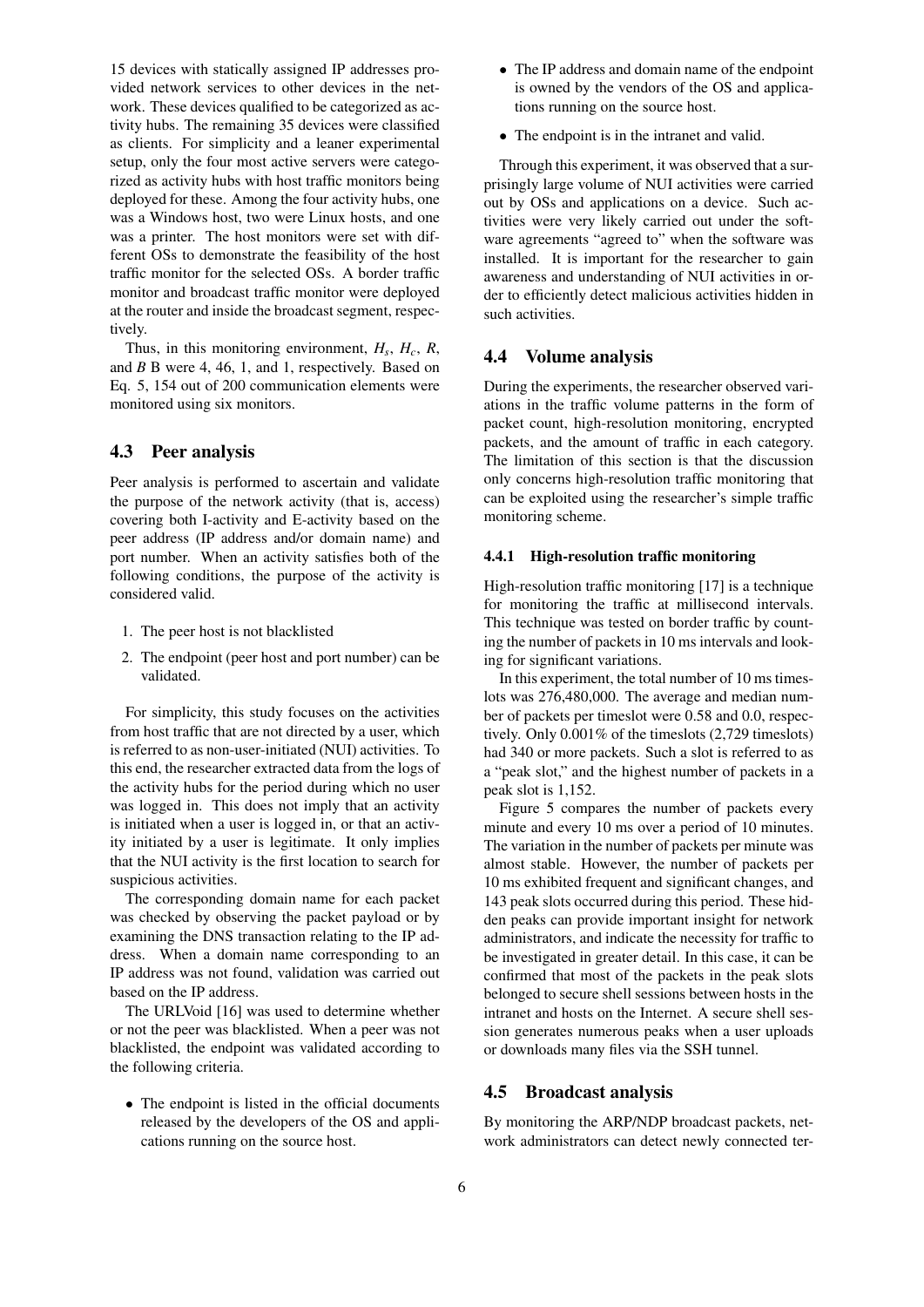15 devices with statically assigned IP addresses provided network services to other devices in the network. These devices qualified to be categorized as activity hubs. The remaining 35 devices were classified as clients. For simplicity and a leaner experimental setup, only the four most active servers were categorized as activity hubs with host traffic monitors being deployed for these. Among the four activity hubs, one was a Windows host, two were Linux hosts, and one was a printer. The host monitors were set with different OSs to demonstrate the feasibility of the host traffic monitor for the selected OSs. A border traffic monitor and broadcast traffic monitor were deployed at the router and inside the broadcast segment, respectively.

Thus, in this monitoring environment, $H_s$, $H_c$, $R$, and $B$ B were 4, 46, 1, and 1, respectively. Based on Eq. 5, 154 out of 200 communication elements were monitored using six monitors.

## 4.3 Peer analysis

Peer analysis is performed to ascertain and validate the purpose of the network activity (that is, access) covering both I-activity and E-activity based on the peer address (IP address and/or domain name) and port number. When an activity satisfies both of the following conditions, the purpose of the activity is considered valid.

1. The peer host is not blacklisted
2. The endpoint (peer host and port number) can be validated.

For simplicity, this study focuses on the activities from host traffic that are not directed by a user, which is referred to as non-user-initiated (NUI) activities. To this end, the researcher extracted data from the logs of the activity hubs for the period during which no user was logged in. This does not imply that an activity is initiated when a user is logged in, or that an activity initiated by a user is legitimate. It only implies that the NUI activity is the first location to search for suspicious activities.

The corresponding domain name for each packet was checked by observing the packet payload or by examining the DNS transaction relating to the IP address. When a domain name corresponding to an IP address was not found, validation was carried out based on the IP address.

The URLVoid [16] was used to determine whether or not the peer was blacklisted. When a peer was not blacklisted, the endpoint was validated according to the following criteria.

- The endpoint is listed in the official documents released by the developers of the OS and applications running on the source host.
- The IP address and domain name of the endpoint is owned by the vendors of the OS and applications running on the source host.
- The endpoint is in the intranet and valid.

Through this experiment, it was observed that a surprisingly large volume of NUI activities were carried out by OSs and applications on a device. Such activities were very likely carried out under the software agreements "agreed to" when the software was installed. It is important for the researcher to gain awareness and understanding of NUI activities in order to efficiently detect malicious activities hidden in such activities.

## 4.4 Volume analysis

During the experiments, the researcher observed variations in the traffic volume patterns in the form of packet count, high-resolution monitoring, encrypted packets, and the amount of traffic in each category. The limitation of this section is that the discussion only concerns high-resolution traffic monitoring that can be exploited using the researcher's simple traffic monitoring scheme.

### 4.4.1 High-resolution traffic monitoring

High-resolution traffic monitoring [17] is a technique for monitoring the traffic at millisecond intervals. This technique was tested on border traffic by counting the number of packets in 10 ms intervals and looking for significant variations.

In this experiment, the total number of 10 ms timeslots was 276,480,000. The average and median number of packets per timeslot were 0.58 and 0.0, respectively. Only 0.001% of the timeslots (2,729 timeslots) had 340 or more packets. Such a slot is referred to as a "peak slot," and the highest number of packets in a peak slot is 1,152.

Figure 5 compares the number of packets every minute and every 10 ms over a period of 10 minutes. The variation in the number of packets per minute was almost stable. However, the number of packets per 10 ms exhibited frequent and significant changes, and 143 peak slots occurred during this period. These hidden peaks can provide important insight for network administrators, and indicate the necessity for traffic to be investigated in greater detail. In this case, it can be confirmed that most of the packets in the peak slots belonged to secure shell sessions between hosts in the intranet and hosts on the Internet. A secure shell session generates numerous peaks when a user uploads or downloads many files via the SSH tunnel.

## 4.5 Broadcast analysis

By monitoring the ARP/NDP broadcast packets, network administrators can detect newly connected ter-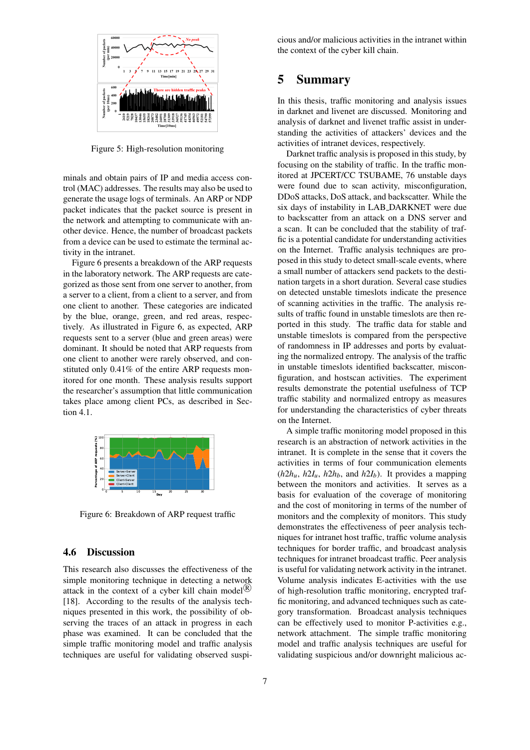Figure 5: High-resolution monitoring

minals and obtain pairs of IP and media access control (MAC) addresses. The results may also be used to generate the usage logs of terminals. An ARP or NDP packet indicates that the packet source is present in the network and attempting to communicate with another device. Hence, the number of broadcast packets from a device can be used to estimate the terminal activity in the intranet.

Figure 6 presents a breakdown of the ARP requests in the laboratory network. The ARP requests are categorized as those sent from one server to another, from a server to a client, from a client to a server, and from one client to another. These categories are indicated by the blue, orange, green, and red areas, respectively. As illustrated in Figure 6, as expected, ARP requests sent to a server (blue and green areas) were dominant. It should be noted that ARP requests from one client to another were rarely observed, and constituted only 0.41% of the entire ARP requests monitored for one month. These analysis results support the researcher's assumption that little communication takes place among client PCs, as described in Section 4.1.

Figure 6: Breakdown of ARP request traffic

### 4.6 Discussion

This research also discusses the effectiveness of the simple monitoring technique in detecting a network attack in the context of a cyber kill chain model® [18]. According to the results of the analysis techniques presented in this work, the possibility of observing the traces of an attack in progress in each phase was examined. It can be concluded that the simple traffic monitoring model and traffic analysis techniques are useful for validating observed suspicious and/or malicious activities in the intranet within the context of the cyber kill chain.

## 5 Summary

In this thesis, traffic monitoring and analysis issues in darknet and livenet are discussed. Monitoring and analysis of darknet and livenet traffic assist in understanding the activities of attackers' devices and the activities of intranet devices, respectively.

Darknet traffic analysis is proposed in this study, by focusing on the stability of traffic. In the traffic monitored at JPCERT/CC TSUBAME, 76 unstable days were found due to scan activity, misconfiguration, DDoS attacks, DoS attack, and backscatter. While the six days of instability in LAB_DARKNET were due to backscatter from an attack on a DNS server and a scan. It can be concluded that the stability of traffic is a potential candidate for understanding activities on the Internet. Traffic analysis techniques are proposed in this study to detect small-scale events, where a small number of attackers send packets to the destination targets in a short duration. Several case studies on detected unstable timeslots indicate the presence of scanning activities in the traffic. The analysis results of traffic found in unstable timeslots are then reported in this study. The traffic data for stable and unstable timeslots is compared from the perspective of randomness in IP addresses and ports by evaluating the normalized entropy. The analysis of the traffic in unstable timeslots identified backscatter, misconfiguration, and hostscan activities. The experiment results demonstrate the potential usefulness of TCP traffic stability and normalized entropy as measures for understanding the characteristics of cyber threats on the Internet.

A simple traffic monitoring model proposed in this research is an abstraction of network activities in the intranet. It is complete in the sense that it covers the activities in terms of four communication elements ($h2h_u$, $h2I_u$, $h2h_b$, and $h2I_b$). It provides a mapping between the monitors and activities. It serves as a basis for evaluation of the coverage of monitoring and the cost of monitoring in terms of the number of monitors and the complexity of monitors. This study demonstrates the effectiveness of peer analysis techniques for intranet host traffic, traffic volume analysis techniques for border traffic, and broadcast analysis techniques for intranet broadcast traffic. Peer analysis is useful for validating network activity in the intranet. Volume analysis indicates E-activities with the use of high-resolution traffic monitoring, encrypted traffic monitoring, and advanced techniques such as category transformation. Broadcast analysis techniques can be effectively used to monitor P-activities e.g., network attachment. The simple traffic monitoring model and traffic analysis techniques are useful for validating suspicious and/or downright malicious ac-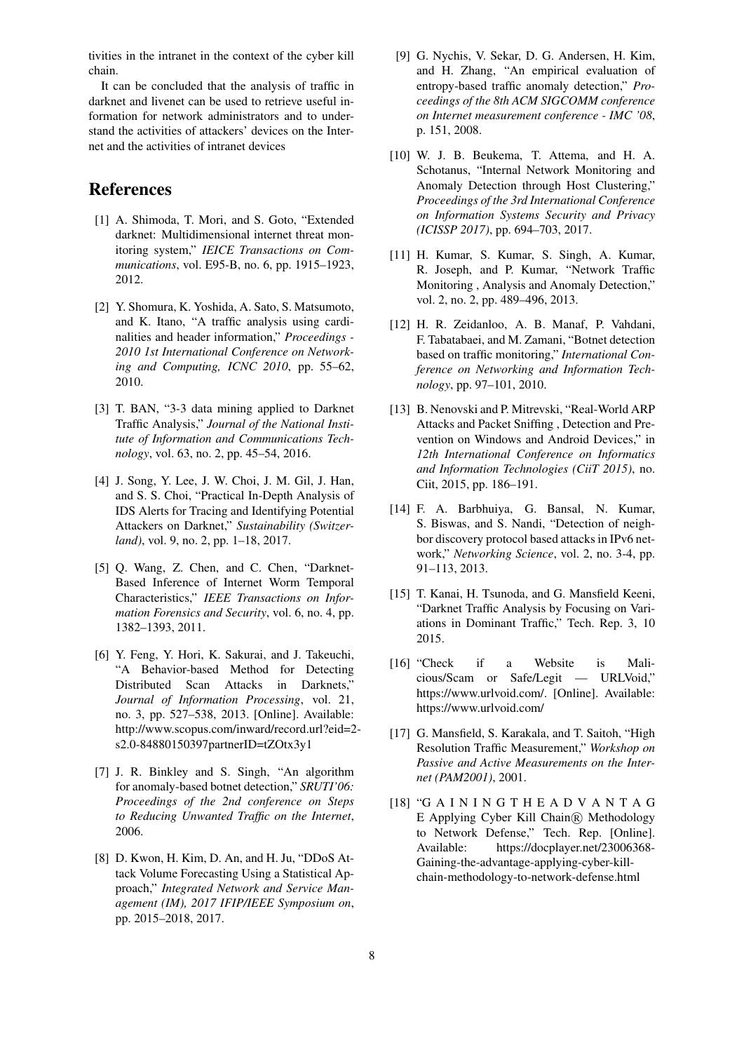tivities in the intranet in the context of the cyber kill chain.

It can be concluded that the analysis of traffic in darknet and livenet can be used to retrieve useful information for network administrators and to understand the activities of attackers' devices on the Internet and the activities of intranet devices

# References

[1] A. Shimoda, T. Mori, and S. Goto, "Extended darknet: Multidimensional internet threat monitoring system," *IEICE Transactions on Communications*, vol. E95-B, no. 6, pp. 1915–1923, 2012.

[2] Y. Shomura, K. Yoshida, A. Sato, S. Matsumoto, and K. Itano, "A traffic analysis using cardinalities and header information," *Proceedings - 2010 1st International Conference on Networking and Computing, ICNC 2010*, pp. 55–62, 2010.

[3] T. BAN, "3-3 data mining applied to Darknet Traffic Analysis," *Journal of the National Institute of Information and Communications Technology*, vol. 63, no. 2, pp. 45–54, 2016.

[4] J. Song, Y. Lee, J. W. Choi, J. M. Gil, J. Han, and S. S. Choi, "Practical In-Depth Analysis of IDS Alerts for Tracing and Identifying Potential Attackers on Darknet," *Sustainability (Switzerland)*, vol. 9, no. 2, pp. 1–18, 2017.

[5] Q. Wang, Z. Chen, and C. Chen, "Darknet-Based Inference of Internet Worm Temporal Characteristics," *IEEE Transactions on Information Forensics and Security*, vol. 6, no. 4, pp. 1382–1393, 2011.

[6] Y. Feng, Y. Hori, K. Sakurai, and J. Takeuchi, "A Behavior-based Method for Detecting Distributed Scan Attacks in Darknets," *Journal of Information Processing*, vol. 21, no. 3, pp. 527–538, 2013. [Online]. Available: http://www.scopus.com/inward/record.url?eid=2-s2.0-84880150397partnerID=tZOtx3y1

[7] J. R. Binkley and S. Singh, "An algorithm for anomaly-based botnet detection," *SRUTI'06: Proceedings of the 2nd conference on Steps to Reducing Unwanted Traffic on the Internet*, 2006.

[8] D. Kwon, H. Kim, D. An, and H. Ju, "DDoS Attack Volume Forecasting Using a Statistical Approach," *Integrated Network and Service Management (IM), 2017 IFIP/IEEE Symposium on*, pp. 2015–2018, 2017.

[9] G. Nychis, V. Sekar, D. G. Andersen, H. Kim, and H. Zhang, "An empirical evaluation of entropy-based traffic anomaly detection," *Proceedings of the 8th ACM SIGCOMM conference on Internet measurement conference - IMC '08*, p. 151, 2008.

[10] W. J. B. Beukema, T. Attema, and H. A. Schotanus, "Internal Network Monitoring and Anomaly Detection through Host Clustering," *Proceedings of the 3rd International Conference on Information Systems Security and Privacy (ICISSP 2017)*, pp. 694–703, 2017.

[11] H. Kumar, S. Kumar, S. Singh, A. Kumar, R. Joseph, and P. Kumar, "Network Traffic Monitoring , Analysis and Anomaly Detection," vol. 2, no. 2, pp. 489–496, 2013.

[12] H. R. Zeidanloo, A. B. Manaf, P. Vahdani, F. Tabatabaei, and M. Zamani, "Botnet detection based on traffic monitoring," *International Conference on Networking and Information Technology*, pp. 97–101, 2010.

[13] B. Nenovski and P. Mitrevski, "Real-World ARP Attacks and Packet Sniffing , Detection and Prevention on Windows and Android Devices," in *12th International Conference on Informatics and Information Technologies (CiiT 2015)*, no. Ciit, 2015, pp. 186–191.

[14] F. A. Barbhuiya, G. Bansal, N. Kumar, S. Biswas, and S. Nandi, "Detection of neighbor discovery protocol based attacks in IPv6 network," *Networking Science*, vol. 2, no. 3-4, pp. 91–113, 2013.

[15] T. Kanai, H. Tsunoda, and G. Mansfield Keeni, "Darknet Traffic Analysis by Focusing on Variations in Dominant Traffic," Tech. Rep. 3, 10 2015.

[16] "Check if a Website is Malicious/Scam or Safe/Legit — URLVoid," https://www.urlvoid.com/. [Online]. Available: https://www.urlvoid.com/

[17] G. Mansfield, S. Karakala, and T. Saitoh, "High Resolution Traffic Measurement," *Workshop on Passive and Active Measurements on the Internet (PAM2001)*, 2001.

[18] "G A I N I N G T H E A D V A N T A G E Applying Cyber Kill Chain® Methodology to Network Defense," Tech. Rep. [Online]. Available: https://docplayer.net/23006368-Gaining-the-advantage-applying-cyber-kill-chain-methodology-to-network-defense.html